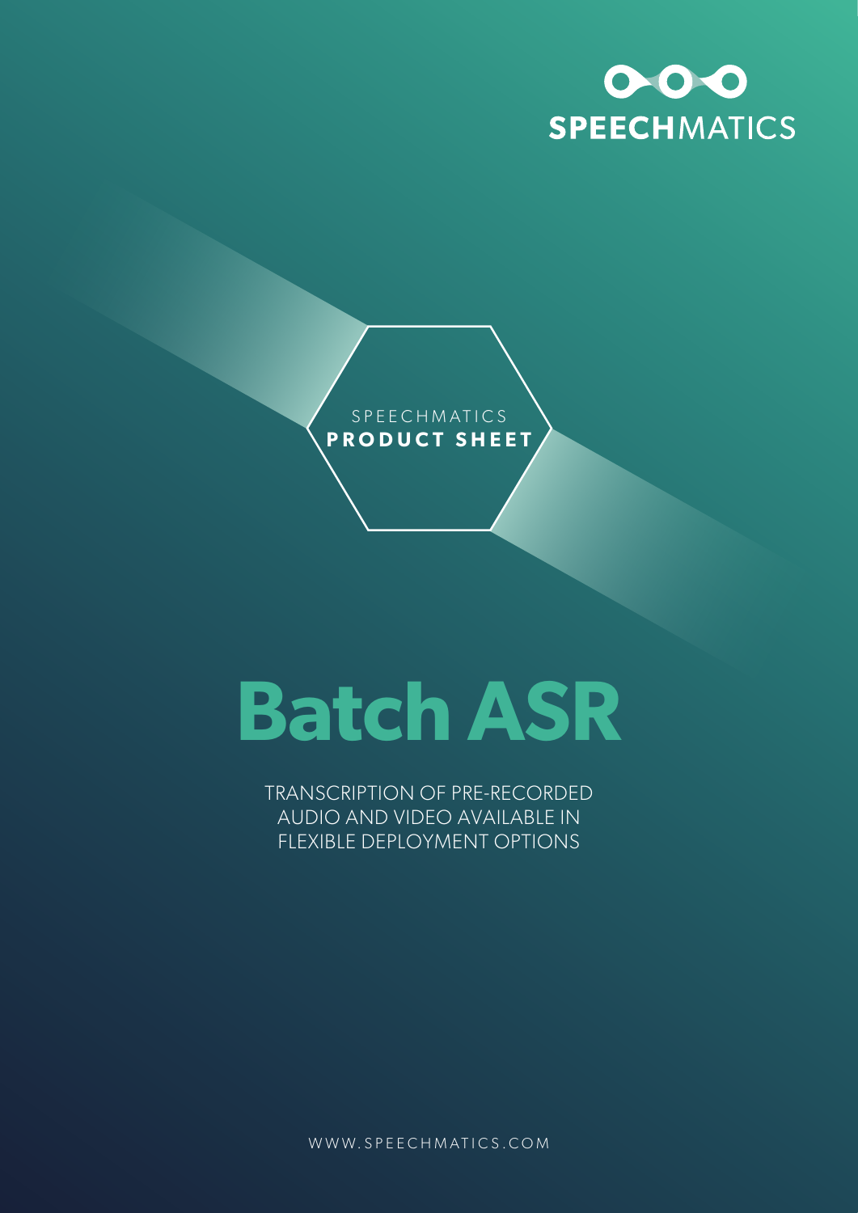SPEECHMATICS

SPEECHMATICS
**PRODUCT SHEET**

# Batch ASR

TRANSCRIPTION OF PRE-RECORDED AUDIO AND VIDEO AVAILABLE IN FLEXIBLE DEPLOYMENT OPTIONS

WWW.SPEECHMATICS.COM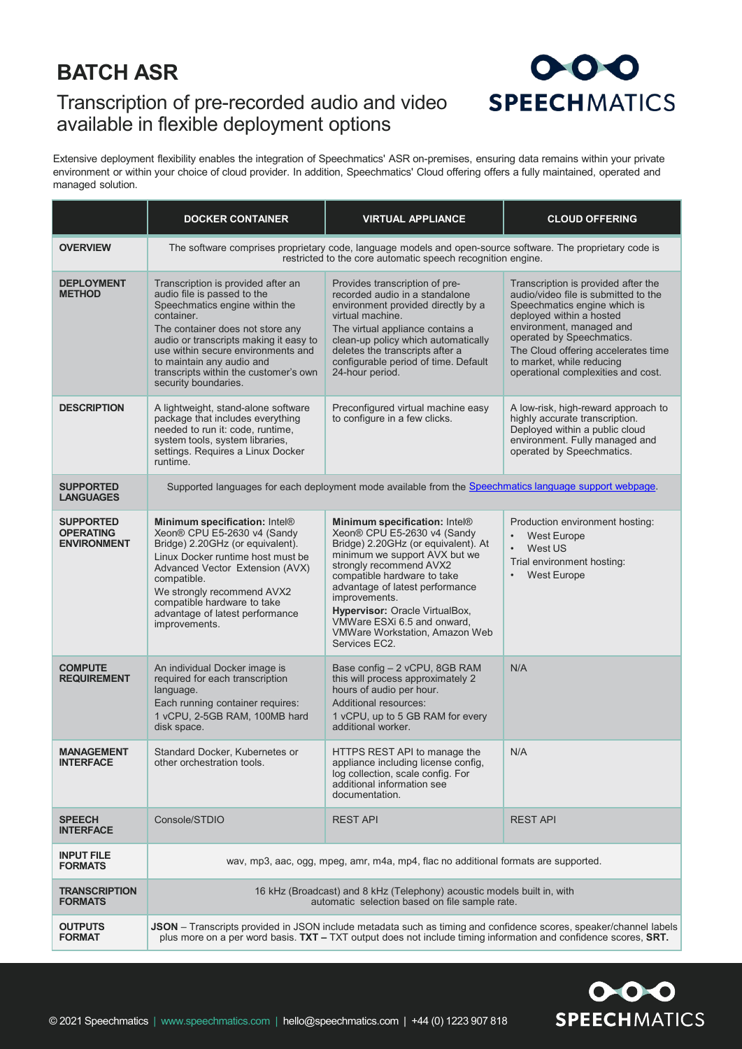# BATCH ASR

## Transcription of pre-recorded audio and video available in flexible deployment options

Extensive deployment flexibility enables the integration of Speechmatics' ASR on-premises, ensuring data remains within your private environment or within your choice of cloud provider. In addition, Speechmatics' Cloud offering offers a fully maintained, operated and managed solution.

| | DOCKER CONTAINER | VIRTUAL APPLIANCE | CLOUD OFFERING |
|---|---|---|---|
| **OVERVIEW** | The software comprises proprietary code, language models and open-source software. The proprietary code is restricted to the core automatic speech recognition engine. | | |
| **DEPLOYMENT METHOD** | Transcription is provided after an audio file is passed to the Speechmatics engine within the container.<br>The container does not store any audio or transcripts making it easy to use within secure environments and to maintain any audio and transcripts within the customer's own security boundaries. | Provides transcription of pre-recorded audio in a standalone environment provided directly by a virtual machine.<br>The virtual appliance contains a clean-up policy which automatically deletes the transcripts after a configurable period of time. Default 24-hour period. | Transcription is provided after the audio/video file is submitted to the Speechmatics engine which is deployed within a hosted environment, managed and operated by Speechmatics.<br>The Cloud offering accelerates time to market, while reducing operational complexities and cost. |
| **DESCRIPTION** | A lightweight, stand-alone software package that includes everything needed to run it: code, runtime, system tools, system libraries, settings. Requires a Linux Docker runtime. | Preconfigured virtual machine easy to configure in a few clicks. | A low-risk, high-reward approach to highly accurate transcription. Deployed within a public cloud environment. Fully managed and operated by Speechmatics. |
| **SUPPORTED LANGUAGES** | Supported languages for each deployment mode available from the [Speechmatics language support webpage](). | | |
| **SUPPORTED OPERATING ENVIRONMENT** | **Minimum specification:** Intel® Xeon® CPU E5-2630 v4 (Sandy Bridge) 2.20GHz (or equivalent).<br>Linux Docker runtime host must be Advanced Vector Extension (AVX) compatible.<br>We strongly recommend AVX2 compatible hardware to take advantage of latest performance improvements. | **Minimum specification:** Intel® Xeon® CPU E5-2630 v4 (Sandy Bridge) 2.20GHz (or equivalent). At minimum we support AVX but we strongly recommend AVX2 compatible hardware to take advantage of latest performance improvements.<br>**Hypervisor:** Oracle VirtualBox, VMWare ESXi 6.5 and onward, VMWare Workstation, Amazon Web Services EC2. | Production environment hosting:<br>• West Europe<br>• West US<br>Trial environment hosting:<br>• West Europe |
| **COMPUTE REQUIREMENT** | An individual Docker image is required for each transcription language.<br>Each running container requires:<br>1 vCPU, 2-5GB RAM, 100MB hard disk space. | Base config – 2 vCPU, 8GB RAM this will process approximately 2 hours of audio per hour.<br>Additional resources:<br>1 vCPU, up to 5 GB RAM for every additional worker. | N/A |
| **MANAGEMENT INTERFACE** | Standard Docker, Kubernetes or other orchestration tools. | HTTPS REST API to manage the appliance including license config, log collection, scale config. For additional information see documentation. | N/A |
| **SPEECH INTERFACE** | Console/STDIO | REST API | REST API |
| **INPUT FILE FORMATS** | wav, mp3, aac, ogg, mpeg, amr, m4a, mp4, flac no additional formats are supported. | | |
| **TRANSCRIPTION FORMATS** | 16 kHz (Broadcast) and 8 kHz (Telephony) acoustic models built in, with automatic selection based on file sample rate. | | |
| **OUTPUTS FORMAT** | **JSON** – Transcripts provided in JSON include metadata such as timing and confidence scores, speaker/channel labels plus more on a per word basis. **TXT –** TXT output does not include timing information and confidence scores, **SRT.** | | |

© 2021 Speechmatics | www.speechmatics.com | hello@speechmatics.com | +44 (0) 1223 907 818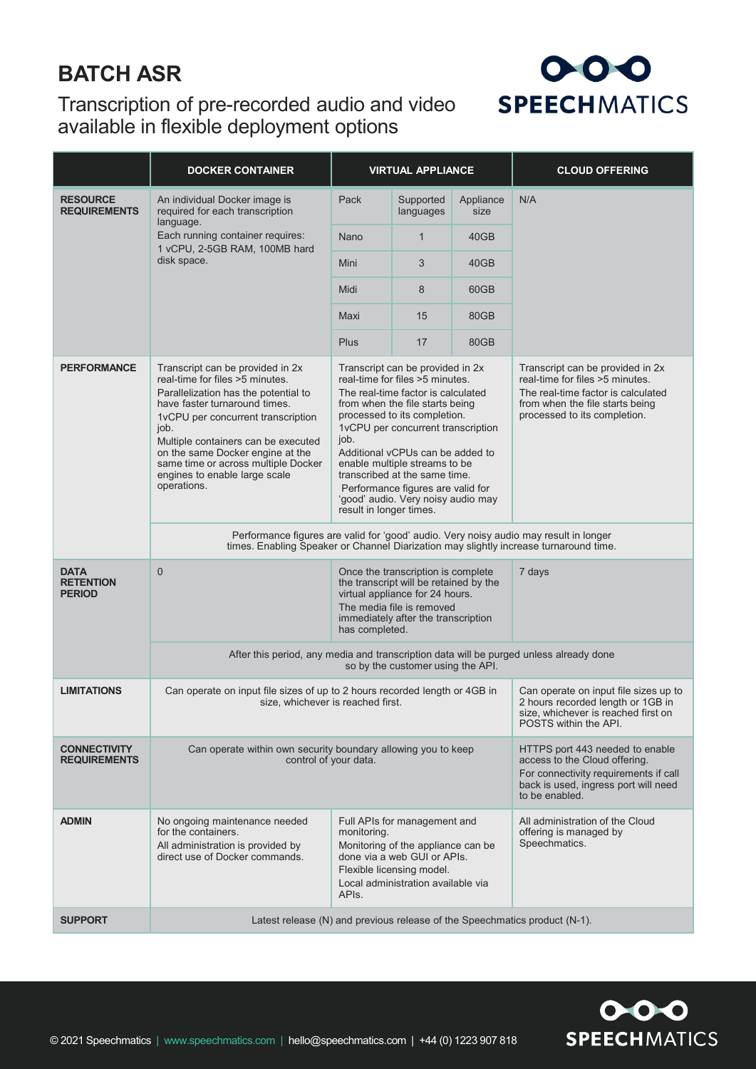# BATCH ASR

## Transcription of pre-recorded audio and video available in flexible deployment options

| | DOCKER CONTAINER | VIRTUAL APPLIANCE | CLOUD OFFERING |
|---|---|---|---|
| **RESOURCE REQUIREMENTS** | An individual Docker image is required for each transcription language. Each running container requires: 1 vCPU, 2-5GB RAM, 100MB hard disk space. | Pack / Supported languages / Appliance size: Nano – 1 – 40GB; Mini – 3 – 40GB; Midi – 8 – 60GB; Maxi – 15 – 80GB; Plus – 17 – 80GB | N/A |
| **PERFORMANCE** | Transcript can be provided in 2x real-time for files >5 minutes. Parallelization has the potential to have faster turnaround times. 1vCPU per concurrent transcription job. Multiple containers can be executed on the same Docker engine at the same time or across multiple Docker engines to enable large scale operations. | Transcript can be provided in 2x real-time for files >5 minutes. The real-time factor is calculated from when the file starts being processed to its completion. 1vCPU per concurrent transcription job. Additional vCPUs can be added to enable multiple streams to be transcribed at the same time. Performance figures are valid for 'good' audio. Very noisy audio may result in longer times. | Transcript can be provided in 2x real-time for files >5 minutes. The real-time factor is calculated from when the file starts being processed to its completion. |
| | Performance figures are valid for 'good' audio. Very noisy audio may result in longer times. Enabling Speaker or Channel Diarization may slightly increase turnaround time. | | |
| **DATA RETENTION PERIOD** | 0 | Once the transcription is complete the transcript will be retained by the virtual appliance for 24 hours. The media file is removed immediately after the transcription has completed. | 7 days |
| | After this period, any media and transcription data will be purged unless already done so by the customer using the API. | | |
| **LIMITATIONS** | Can operate on input file sizes of up to 2 hours recorded length or 4GB in size, whichever is reached first. | | Can operate on input file sizes up to 2 hours recorded length or 1GB in size, whichever is reached first on POSTS within the API. |
| **CONNECTIVITY REQUIREMENTS** | Can operate within own security boundary allowing you to keep control of your data. | | HTTPS port 443 needed to enable access to the Cloud offering. For connectivity requirements if call back is used, ingress port will need to be enabled. |
| **ADMIN** | No ongoing maintenance needed for the containers. All administration is provided by direct use of Docker commands. | Full APIs for management and monitoring. Monitoring of the appliance can be done via a web GUI or APIs. Flexible licensing model. Local administration available via APIs. | All administration of the Cloud offering is managed by Speechmatics. |
| **SUPPORT** | Latest release (N) and previous release of the Speechmatics product (N-1). | | |

© 2021 Speechmatics | www.speechmatics.com | hello@speechmatics.com | +44 (0) 1223 907 818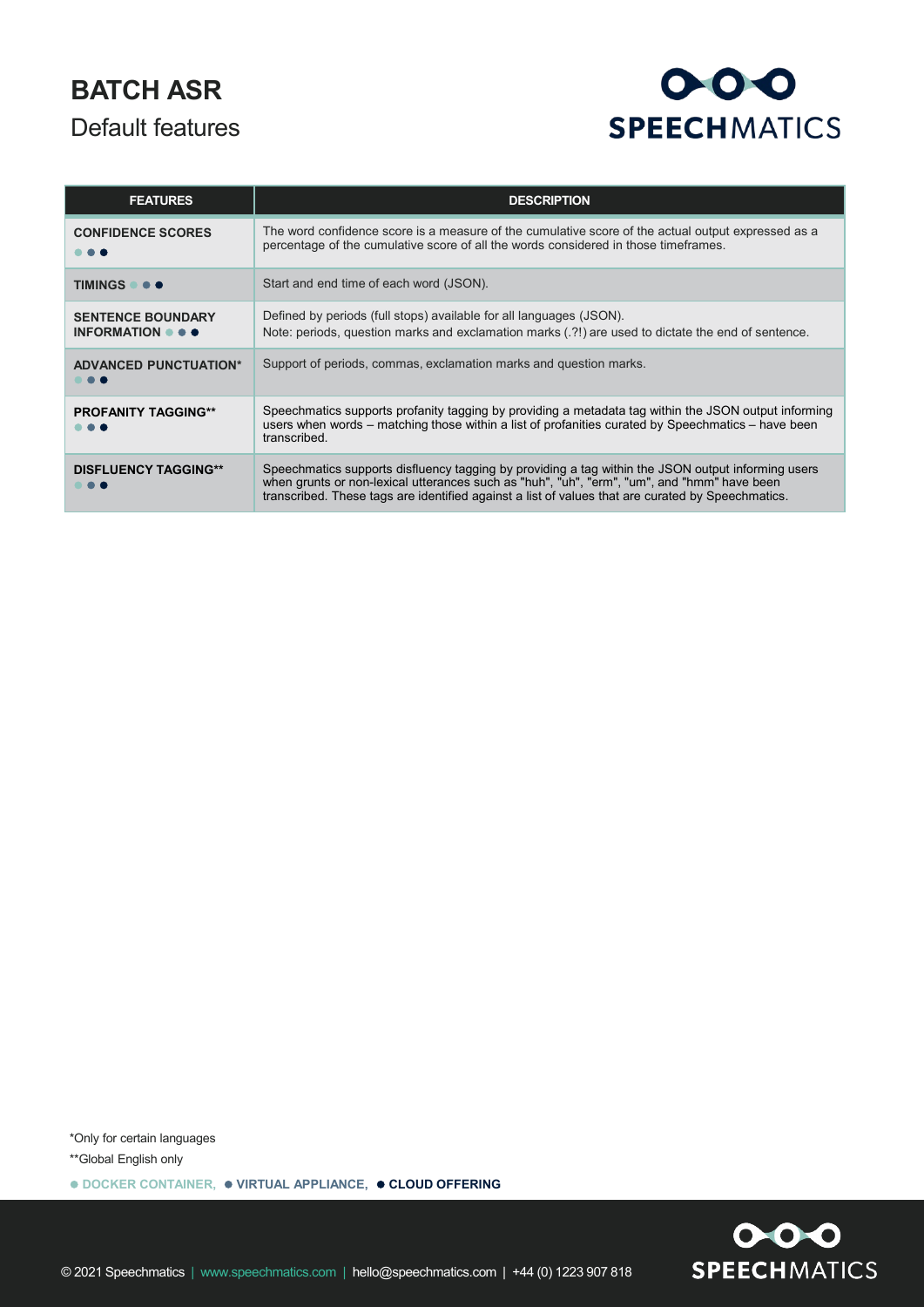# BATCH ASR

## Default features

| FEATURES | DESCRIPTION |
|---|---|
| **CONFIDENCE SCORES** ● ● ● | The word confidence score is a measure of the cumulative score of the actual output expressed as a percentage of the cumulative score of all the words considered in those timeframes. |
| **TIMINGS** ● ● ● | Start and end time of each word (JSON). |
| **SENTENCE BOUNDARY INFORMATION** ● ● ● | Defined by periods (full stops) available for all languages (JSON).<br>Note: periods, question marks and exclamation marks (.?!) are used to dictate the end of sentence. |
| **ADVANCED PUNCTUATION*** ● ● ● | Support of periods, commas, exclamation marks and question marks. |
| **PROFANITY TAGGING**** ● ● ● | Speechmatics supports profanity tagging by providing a metadata tag within the JSON output informing users when words – matching those within a list of profanities curated by Speechmatics – have been transcribed. |
| **DISFLUENCY TAGGING**** ● ● ● | Speechmatics supports disfluency tagging by providing a tag within the JSON output informing users when grunts or non-lexical utterances such as "huh", "uh", "erm", "um", and "hmm" have been transcribed. These tags are identified against a list of values that are curated by Speechmatics. |

*Only for certain languages

**Global English only

● DOCKER CONTAINER, ● VIRTUAL APPLIANCE, ● CLOUD OFFERING

© 2021 Speechmatics | www.speechmatics.com | hello@speechmatics.com | +44 (0) 1223 907 818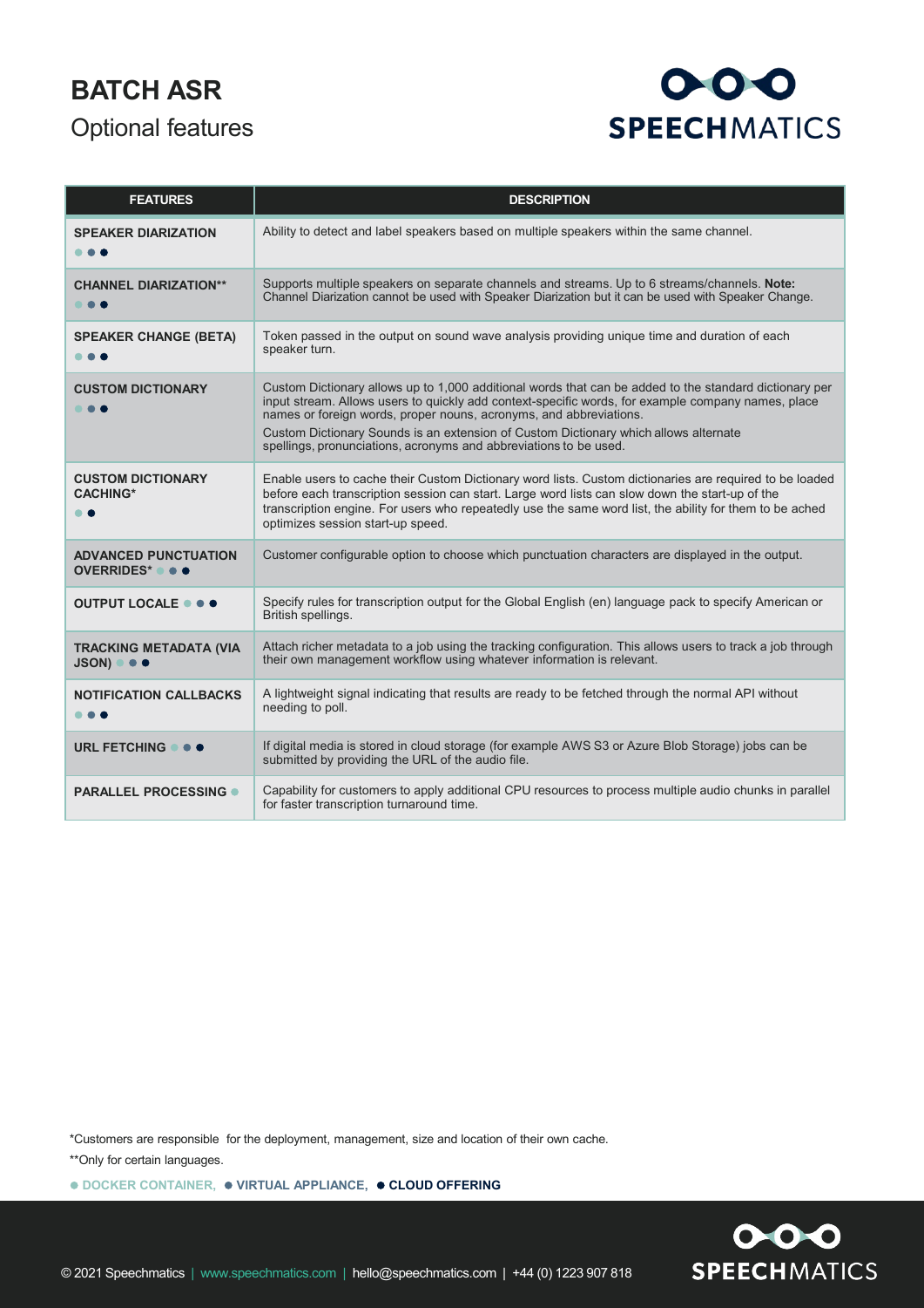# BATCH ASR

## Optional features

| FEATURES | DESCRIPTION |
|---|---|
| **SPEAKER DIARIZATION** ● ● ● | Ability to detect and label speakers based on multiple speakers within the same channel. |
| **CHANNEL DIARIZATION**** ● ● ● | Supports multiple speakers on separate channels and streams. Up to 6 streams/channels. **Note:** Channel Diarization cannot be used with Speaker Diarization but it can be used with Speaker Change. |
| **SPEAKER CHANGE (BETA)** ● ● ● | Token passed in the output on sound wave analysis providing unique time and duration of each speaker turn. |
| **CUSTOM DICTIONARY** ● ● ● | Custom Dictionary allows up to 1,000 additional words that can be added to the standard dictionary per input stream. Allows users to quickly add context-specific words, for example company names, place names or foreign words, proper nouns, acronyms, and abbreviations. Custom Dictionary Sounds is an extension of Custom Dictionary which allows alternate spellings, pronunciations, acronyms and abbreviations to be used. |
| **CUSTOM DICTIONARY CACHING*** ● ● | Enable users to cache their Custom Dictionary word lists. Custom dictionaries are required to be loaded before each transcription session can start. Large word lists can slow down the start-up of the transcription engine. For users who repeatedly use the same word list, the ability for them to be ached optimizes session start-up speed. |
| **ADVANCED PUNCTUATION OVERRIDES*** ● ● ● | Customer configurable option to choose which punctuation characters are displayed in the output. |
| **OUTPUT LOCALE** ● ● ● | Specify rules for transcription output for the Global English (en) language pack to specify American or British spellings. |
| **TRACKING METADATA (VIA JSON)** ● ● ● | Attach richer metadata to a job using the tracking configuration. This allows users to track a job through their own management workflow using whatever information is relevant. |
| **NOTIFICATION CALLBACKS** ● ● ● | A lightweight signal indicating that results are ready to be fetched through the normal API without needing to poll. |
| **URL FETCHING** ● ● ● | If digital media is stored in cloud storage (for example AWS S3 or Azure Blob Storage) jobs can be submitted by providing the URL of the audio file. |
| **PARALLEL PROCESSING** ● | Capability for customers to apply additional CPU resources to process multiple audio chunks in parallel for faster transcription turnaround time. |

*Customers are responsible for the deployment, management, size and location of their own cache.

**Only for certain languages.

● DOCKER CONTAINER, ● VIRTUAL APPLIANCE, ● CLOUD OFFERING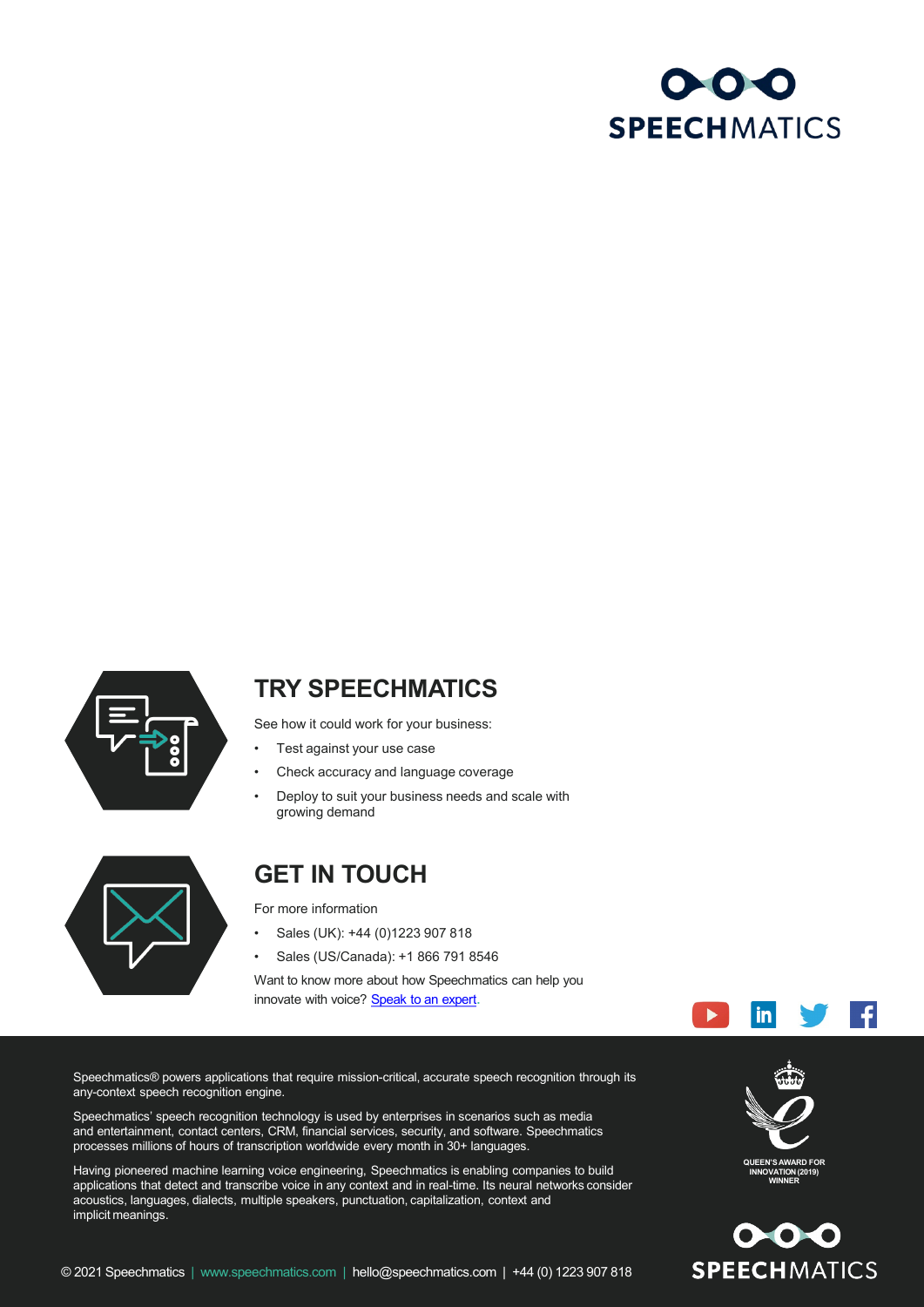## TRY SPEECHMATICS

See how it could work for your business:

- Test against your use case
- Check accuracy and language coverage
- Deploy to suit your business needs and scale with growing demand

## GET IN TOUCH

For more information

- Sales (UK): +44 (0)1223 907 818
- Sales (US/Canada): +1 866 791 8546

Want to know more about how Speechmatics can help you innovate with voice? Speak to an expert.

Speechmatics® powers applications that require mission-critical, accurate speech recognition through its any-context speech recognition engine.

Speechmatics' speech recognition technology is used by enterprises in scenarios such as media and entertainment, contact centers, CRM, financial services, security, and software. Speechmatics processes millions of hours of transcription worldwide every month in 30+ languages.

Having pioneered machine learning voice engineering, Speechmatics is enabling companies to build applications that detect and transcribe voice in any context and in real-time. Its neural networks consider acoustics, languages, dialects, multiple speakers, punctuation, capitalization, context and implicit meanings.

QUEEN'S AWARD FOR INNOVATION (2019) WINNER

© 2021 Speechmatics | www.speechmatics.com | hello@speechmatics.com | +44 (0) 1223 907 818